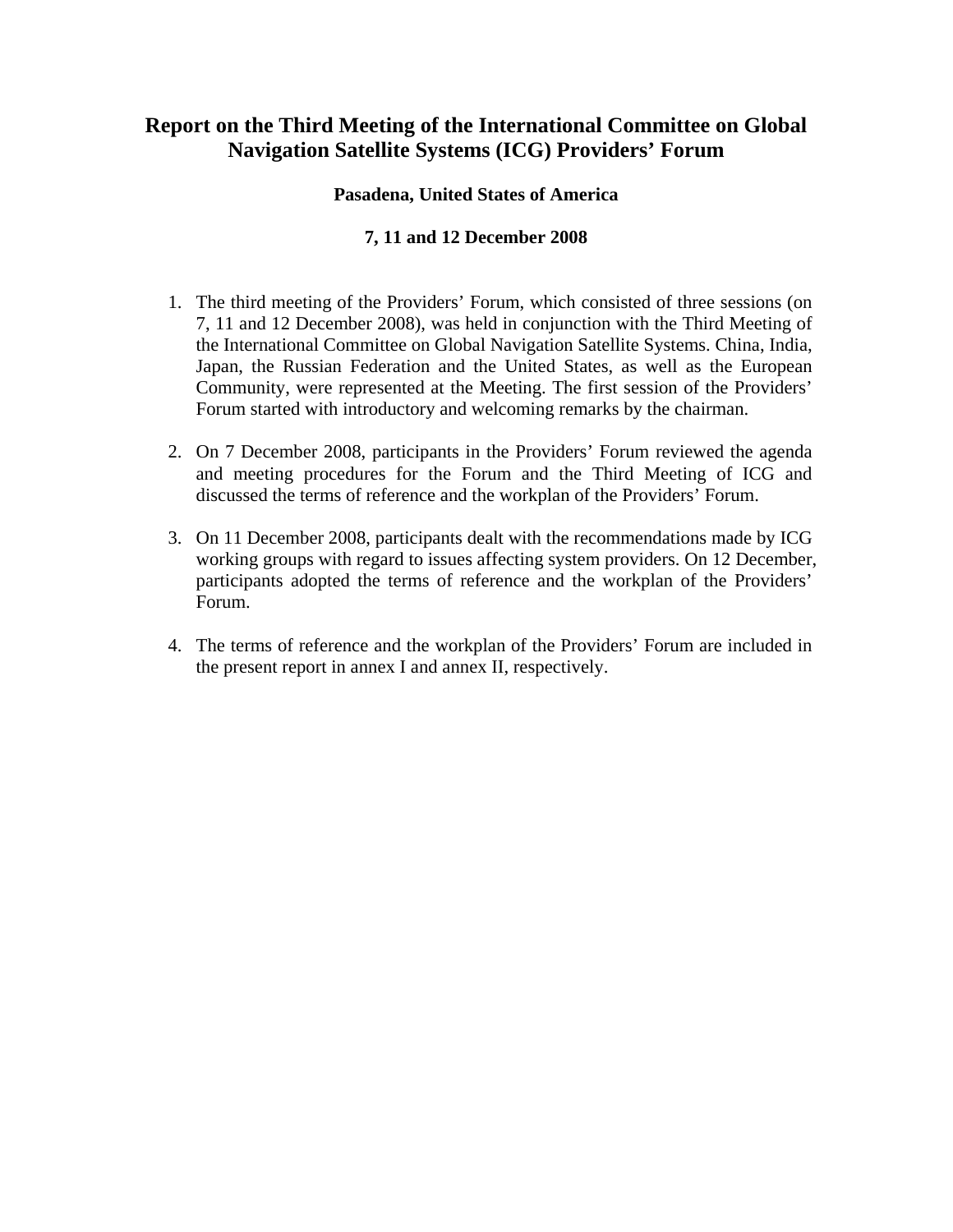# Report on the Third Meeting of the International Committee on Global Navigation Satellite Systems (ICG) Providers' Forum

**Pasadena, United States of America**

**7, 11 and 12 December 2008**

1. The third meeting of the Providers' Forum, which consisted of three sessions (on 7, 11 and 12 December 2008), was held in conjunction with the Third Meeting of the International Committee on Global Navigation Satellite Systems. China, India, Japan, the Russian Federation and the United States, as well as the European Community, were represented at the Meeting. The first session of the Providers' Forum started with introductory and welcoming remarks by the chairman.

2. On 7 December 2008, participants in the Providers' Forum reviewed the agenda and meeting procedures for the Forum and the Third Meeting of ICG and discussed the terms of reference and the workplan of the Providers' Forum.

3. On 11 December 2008, participants dealt with the recommendations made by ICG working groups with regard to issues affecting system providers. On 12 December, participants adopted the terms of reference and the workplan of the Providers' Forum.

4. The terms of reference and the workplan of the Providers' Forum are included in the present report in annex I and annex II, respectively.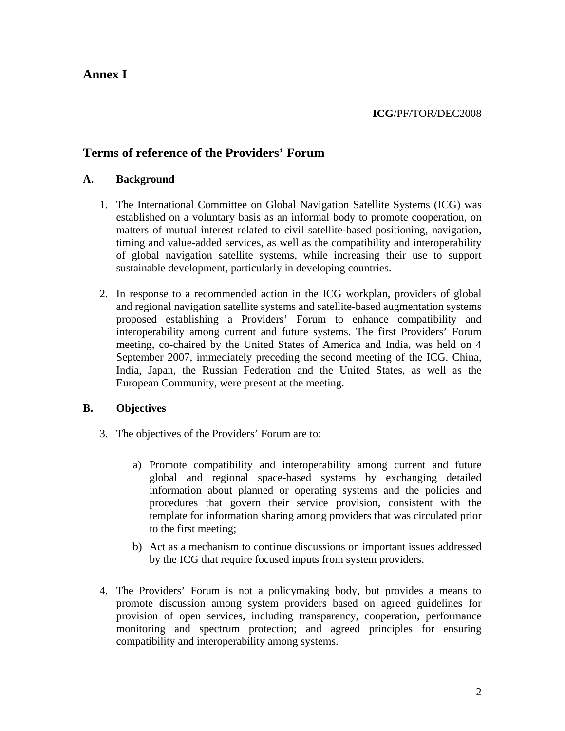# Annex I

**ICG**/PF/TOR/DEC2008

## Terms of reference of the Providers' Forum

### A. Background

1. The International Committee on Global Navigation Satellite Systems (ICG) was established on a voluntary basis as an informal body to promote cooperation, on matters of mutual interest related to civil satellite-based positioning, navigation, timing and value-added services, as well as the compatibility and interoperability of global navigation satellite systems, while increasing their use to support sustainable development, particularly in developing countries.

2. In response to a recommended action in the ICG workplan, providers of global and regional navigation satellite systems and satellite-based augmentation systems proposed establishing a Providers' Forum to enhance compatibility and interoperability among current and future systems. The first Providers' Forum meeting, co-chaired by the United States of America and India, was held on 4 September 2007, immediately preceding the second meeting of the ICG. China, India, Japan, the Russian Federation and the United States, as well as the European Community, were present at the meeting.

### B. Objectives

3. The objectives of the Providers' Forum are to:

   a) Promote compatibility and interoperability among current and future global and regional space-based systems by exchanging detailed information about planned or operating systems and the policies and procedures that govern their service provision, consistent with the template for information sharing among providers that was circulated prior to the first meeting;

   b) Act as a mechanism to continue discussions on important issues addressed by the ICG that require focused inputs from system providers.

4. The Providers' Forum is not a policymaking body, but provides a means to promote discussion among system providers based on agreed guidelines for provision of open services, including transparency, cooperation, performance monitoring and spectrum protection; and agreed principles for ensuring compatibility and interoperability among systems.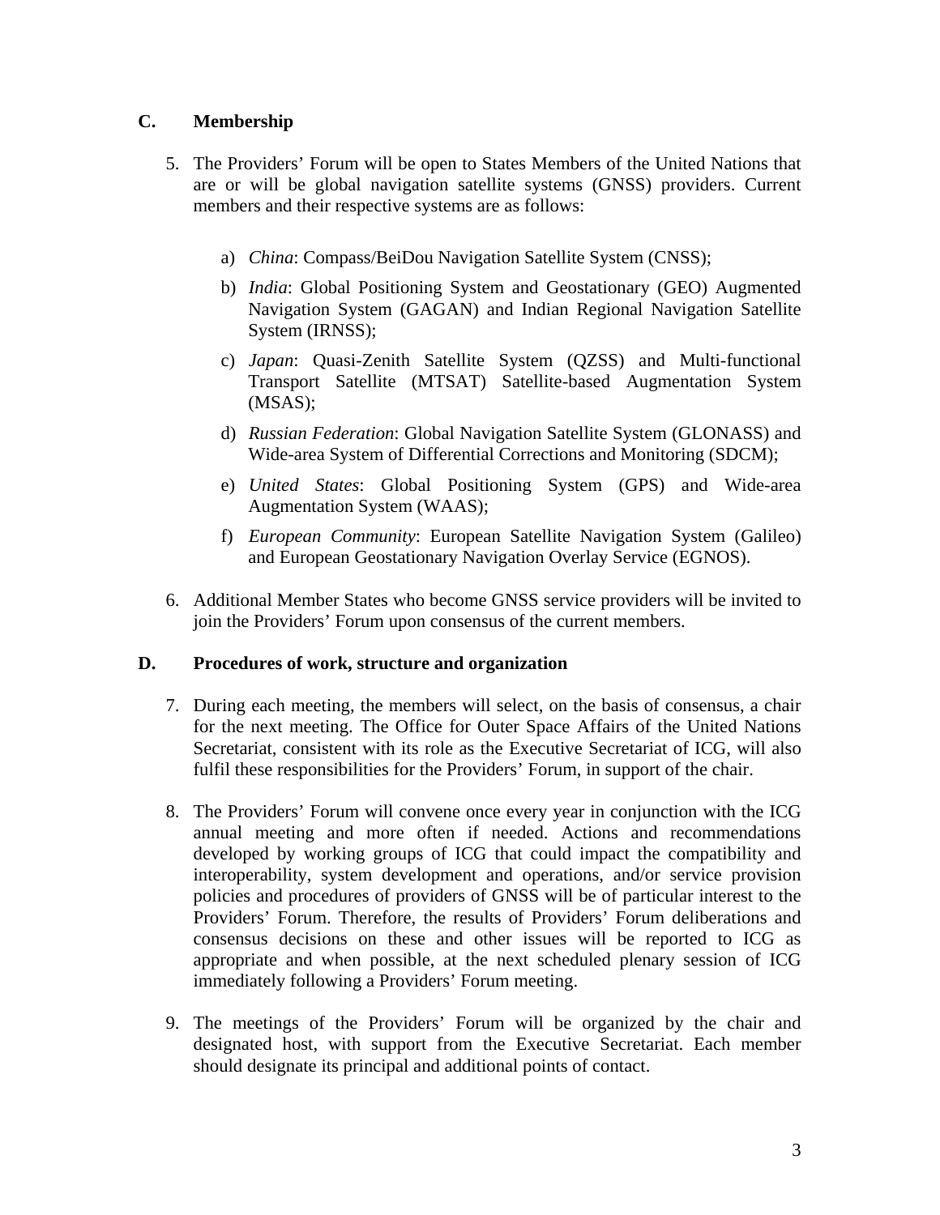## C. Membership

5. The Providers' Forum will be open to States Members of the United Nations that are or will be global navigation satellite systems (GNSS) providers. Current members and their respective systems are as follows:

   a) *China*: Compass/BeiDou Navigation Satellite System (CNSS);

   b) *India*: Global Positioning System and Geostationary (GEO) Augmented Navigation System (GAGAN) and Indian Regional Navigation Satellite System (IRNSS);

   c) *Japan*: Quasi-Zenith Satellite System (QZSS) and Multi-functional Transport Satellite (MTSAT) Satellite-based Augmentation System (MSAS);

   d) *Russian Federation*: Global Navigation Satellite System (GLONASS) and Wide-area System of Differential Corrections and Monitoring (SDCM);

   e) *United States*: Global Positioning System (GPS) and Wide-area Augmentation System (WAAS);

   f) *European Community*: European Satellite Navigation System (Galileo) and European Geostationary Navigation Overlay Service (EGNOS).

6. Additional Member States who become GNSS service providers will be invited to join the Providers' Forum upon consensus of the current members.

## D. Procedures of work, structure and organization

7. During each meeting, the members will select, on the basis of consensus, a chair for the next meeting. The Office for Outer Space Affairs of the United Nations Secretariat, consistent with its role as the Executive Secretariat of ICG, will also fulfil these responsibilities for the Providers' Forum, in support of the chair.

8. The Providers' Forum will convene once every year in conjunction with the ICG annual meeting and more often if needed. Actions and recommendations developed by working groups of ICG that could impact the compatibility and interoperability, system development and operations, and/or service provision policies and procedures of providers of GNSS will be of particular interest to the Providers' Forum. Therefore, the results of Providers' Forum deliberations and consensus decisions on these and other issues will be reported to ICG as appropriate and when possible, at the next scheduled plenary session of ICG immediately following a Providers' Forum meeting.

9. The meetings of the Providers' Forum will be organized by the chair and designated host, with support from the Executive Secretariat. Each member should designate its principal and additional points of contact.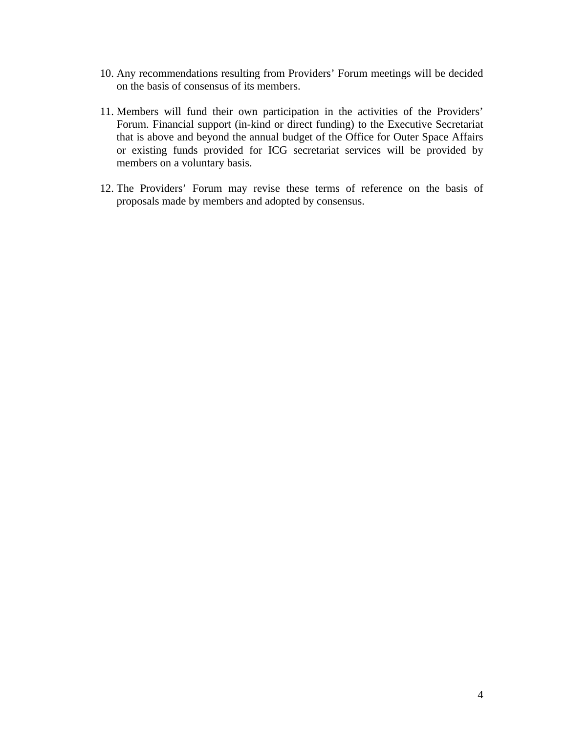10. Any recommendations resulting from Providers' Forum meetings will be decided on the basis of consensus of its members.

11. Members will fund their own participation in the activities of the Providers' Forum. Financial support (in-kind or direct funding) to the Executive Secretariat that is above and beyond the annual budget of the Office for Outer Space Affairs or existing funds provided for ICG secretariat services will be provided by members on a voluntary basis.

12. The Providers' Forum may revise these terms of reference on the basis of proposals made by members and adopted by consensus.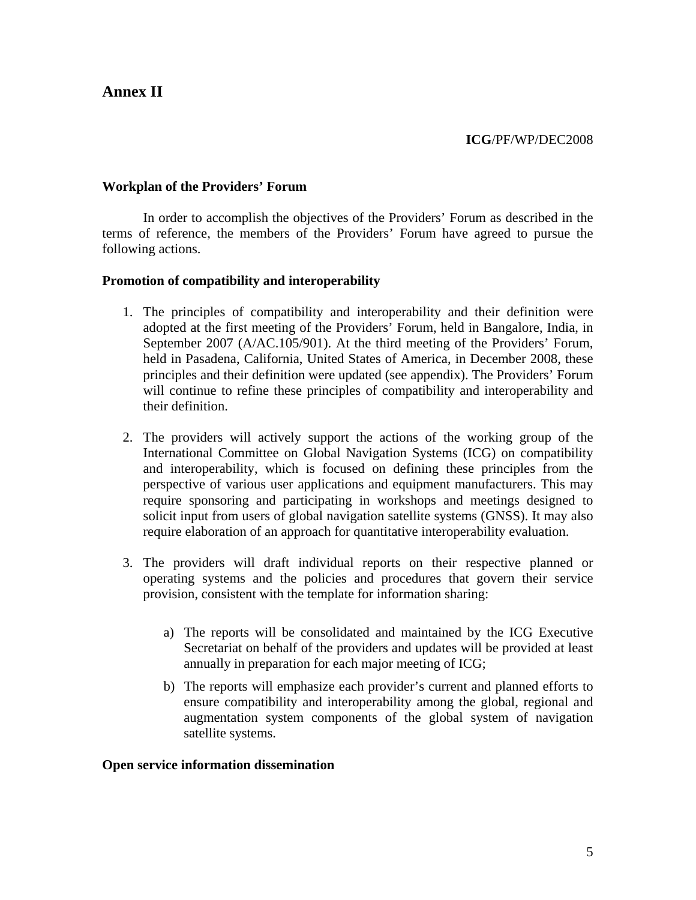# Annex II

**ICG**/PF/WP/DEC2008

**Workplan of the Providers' Forum**

In order to accomplish the objectives of the Providers' Forum as described in the terms of reference, the members of the Providers' Forum have agreed to pursue the following actions.

**Promotion of compatibility and interoperability**

1. The principles of compatibility and interoperability and their definition were adopted at the first meeting of the Providers' Forum, held in Bangalore, India, in September 2007 (A/AC.105/901). At the third meeting of the Providers' Forum, held in Pasadena, California, United States of America, in December 2008, these principles and their definition were updated (see appendix). The Providers' Forum will continue to refine these principles of compatibility and interoperability and their definition.

2. The providers will actively support the actions of the working group of the International Committee on Global Navigation Systems (ICG) on compatibility and interoperability, which is focused on defining these principles from the perspective of various user applications and equipment manufacturers. This may require sponsoring and participating in workshops and meetings designed to solicit input from users of global navigation satellite systems (GNSS). It may also require elaboration of an approach for quantitative interoperability evaluation.

3. The providers will draft individual reports on their respective planned or operating systems and the policies and procedures that govern their service provision, consistent with the template for information sharing:

   a) The reports will be consolidated and maintained by the ICG Executive Secretariat on behalf of the providers and updates will be provided at least annually in preparation for each major meeting of ICG;

   b) The reports will emphasize each provider's current and planned efforts to ensure compatibility and interoperability among the global, regional and augmentation system components of the global system of navigation satellite systems.

**Open service information dissemination**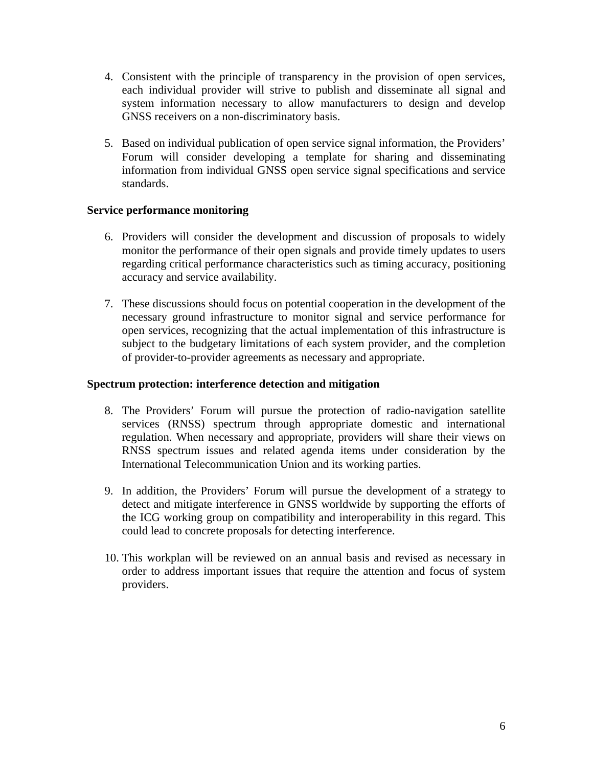4. Consistent with the principle of transparency in the provision of open services, each individual provider will strive to publish and disseminate all signal and system information necessary to allow manufacturers to design and develop GNSS receivers on a non-discriminatory basis.

5. Based on individual publication of open service signal information, the Providers' Forum will consider developing a template for sharing and disseminating information from individual GNSS open service signal specifications and service standards.

**Service performance monitoring**

6. Providers will consider the development and discussion of proposals to widely monitor the performance of their open signals and provide timely updates to users regarding critical performance characteristics such as timing accuracy, positioning accuracy and service availability.

7. These discussions should focus on potential cooperation in the development of the necessary ground infrastructure to monitor signal and service performance for open services, recognizing that the actual implementation of this infrastructure is subject to the budgetary limitations of each system provider, and the completion of provider-to-provider agreements as necessary and appropriate.

**Spectrum protection: interference detection and mitigation**

8. The Providers' Forum will pursue the protection of radio-navigation satellite services (RNSS) spectrum through appropriate domestic and international regulation. When necessary and appropriate, providers will share their views on RNSS spectrum issues and related agenda items under consideration by the International Telecommunication Union and its working parties.

9. In addition, the Providers' Forum will pursue the development of a strategy to detect and mitigate interference in GNSS worldwide by supporting the efforts of the ICG working group on compatibility and interoperability in this regard. This could lead to concrete proposals for detecting interference.

10. This workplan will be reviewed on an annual basis and revised as necessary in order to address important issues that require the attention and focus of system providers.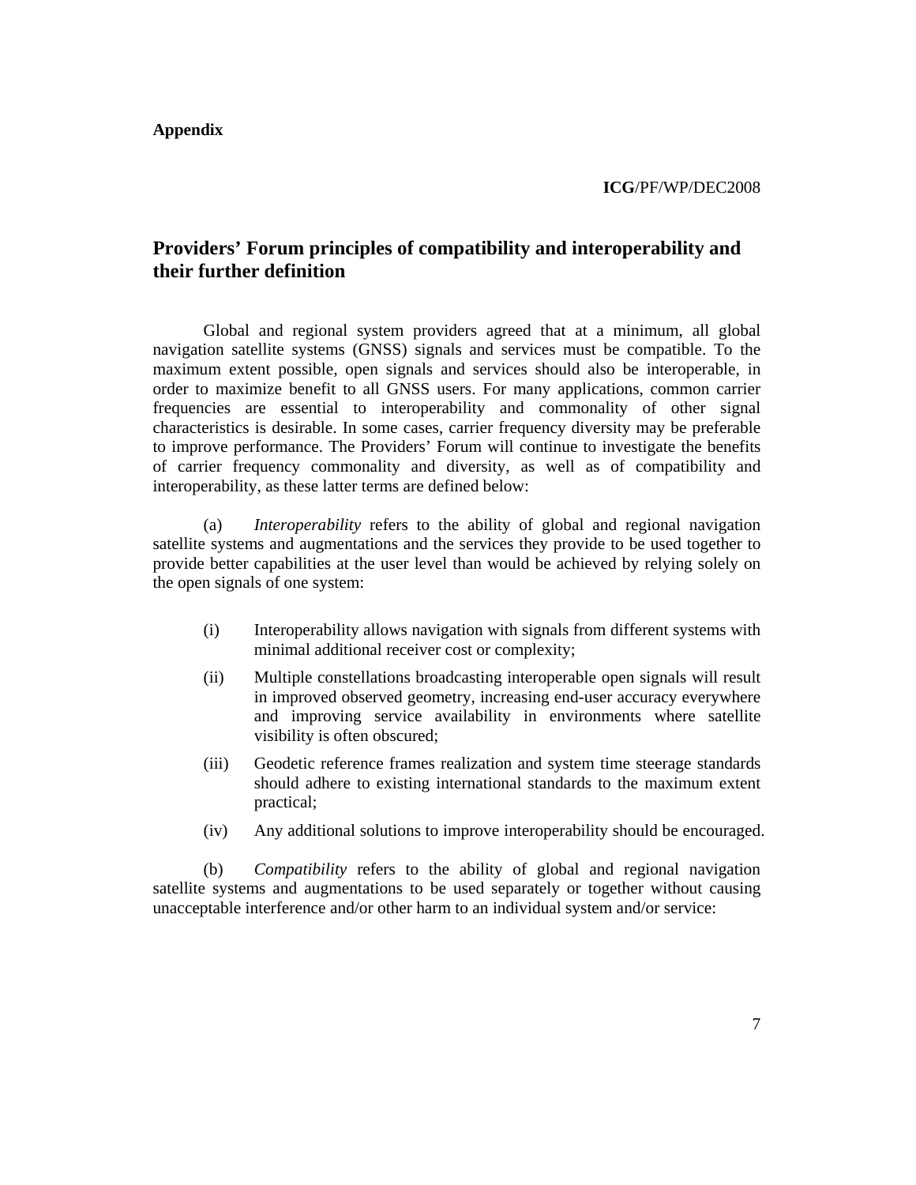**Appendix**

**ICG**/PF/WP/DEC2008

## Providers' Forum principles of compatibility and interoperability and their further definition

Global and regional system providers agreed that at a minimum, all global navigation satellite systems (GNSS) signals and services must be compatible. To the maximum extent possible, open signals and services should also be interoperable, in order to maximize benefit to all GNSS users. For many applications, common carrier frequencies are essential to interoperability and commonality of other signal characteristics is desirable. In some cases, carrier frequency diversity may be preferable to improve performance. The Providers' Forum will continue to investigate the benefits of carrier frequency commonality and diversity, as well as of compatibility and interoperability, as these latter terms are defined below:

(a) *Interoperability* refers to the ability of global and regional navigation satellite systems and augmentations and the services they provide to be used together to provide better capabilities at the user level than would be achieved by relying solely on the open signals of one system:

- (i) Interoperability allows navigation with signals from different systems with minimal additional receiver cost or complexity;
- (ii) Multiple constellations broadcasting interoperable open signals will result in improved observed geometry, increasing end-user accuracy everywhere and improving service availability in environments where satellite visibility is often obscured;
- (iii) Geodetic reference frames realization and system time steerage standards should adhere to existing international standards to the maximum extent practical;
- (iv) Any additional solutions to improve interoperability should be encouraged.

(b) *Compatibility* refers to the ability of global and regional navigation satellite systems and augmentations to be used separately or together without causing unacceptable interference and/or other harm to an individual system and/or service: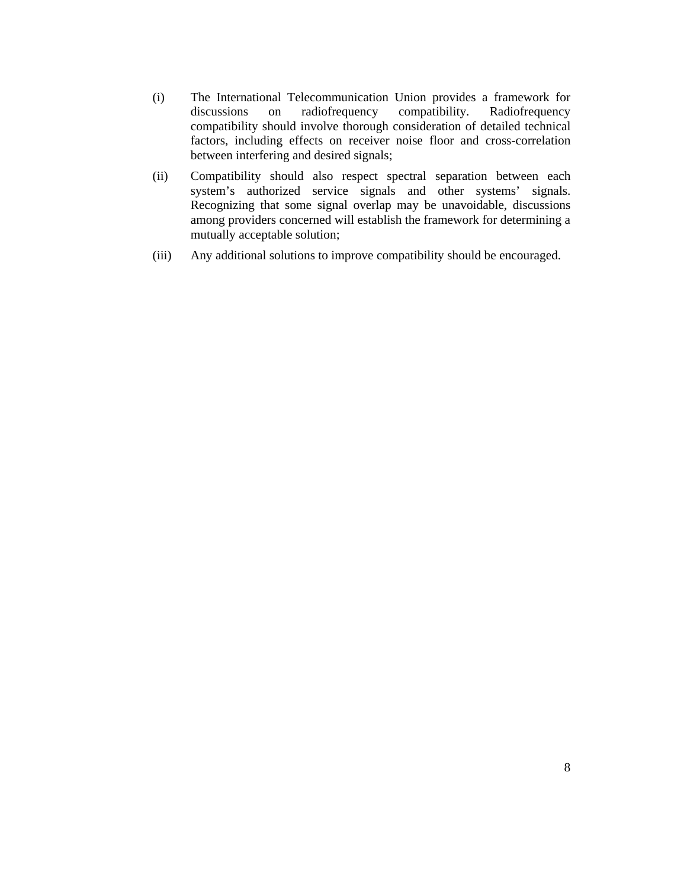(i) The International Telecommunication Union provides a framework for discussions on radiofrequency compatibility. Radiofrequency compatibility should involve thorough consideration of detailed technical factors, including effects on receiver noise floor and cross-correlation between interfering and desired signals;

(ii) Compatibility should also respect spectral separation between each system's authorized service signals and other systems' signals. Recognizing that some signal overlap may be unavoidable, discussions among providers concerned will establish the framework for determining a mutually acceptable solution;

(iii) Any additional solutions to improve compatibility should be encouraged.